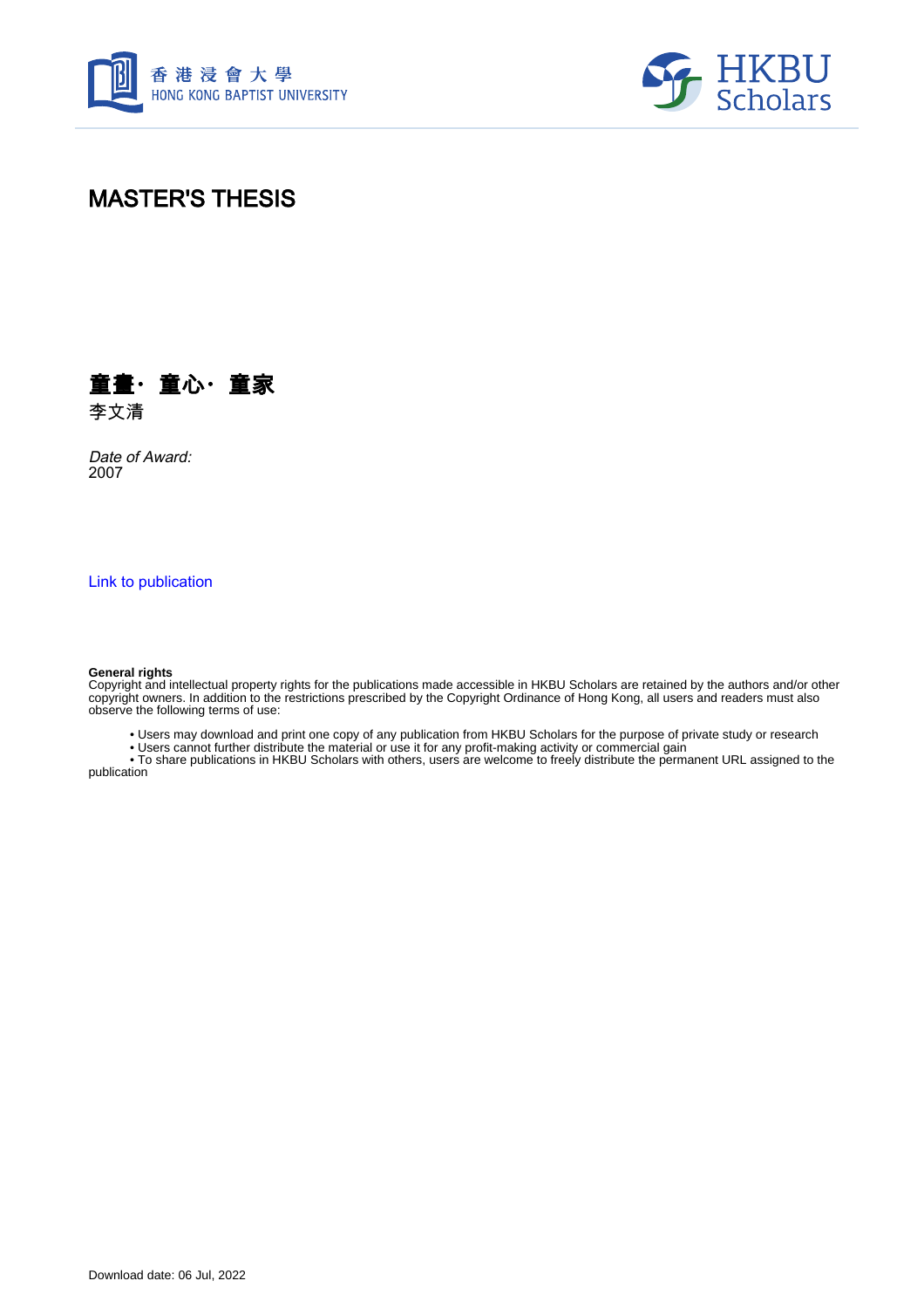# MASTER'S THESIS

**童畫· 童心· 童家**

李文清

*Date of Award:*
2007

Link to publication

**General rights**
Copyright and intellectual property rights for the publications made accessible in HKBU Scholars are retained by the authors and/or other copyright owners. In addition to the restrictions prescribed by the Copyright Ordinance of Hong Kong, all users and readers must also observe the following terms of use:

- Users may download and print one copy of any publication from HKBU Scholars for the purpose of private study or research
- Users cannot further distribute the material or use it for any profit-making activity or commercial gain
- To share publications in HKBU Scholars with others, users are welcome to freely distribute the permanent URL assigned to the publication

Download date: 06 Jul, 2022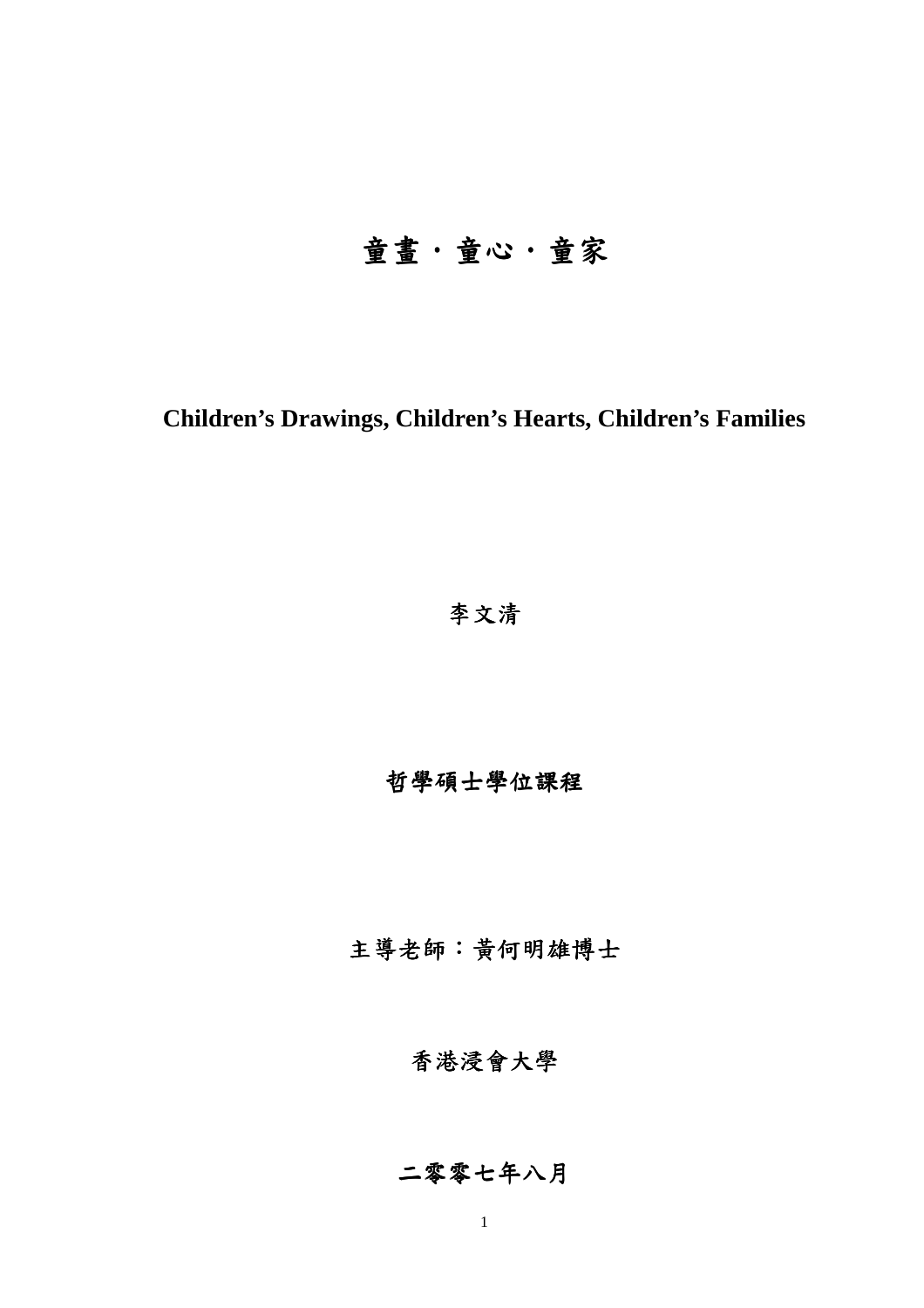# 童畫·童心·童家

**Children's Drawings, Children's Hearts, Children's Families**

李文清

**哲學碩士學位課程**

主導老師：黃何明雄博士

香港浸會大學

**二零零七年八月**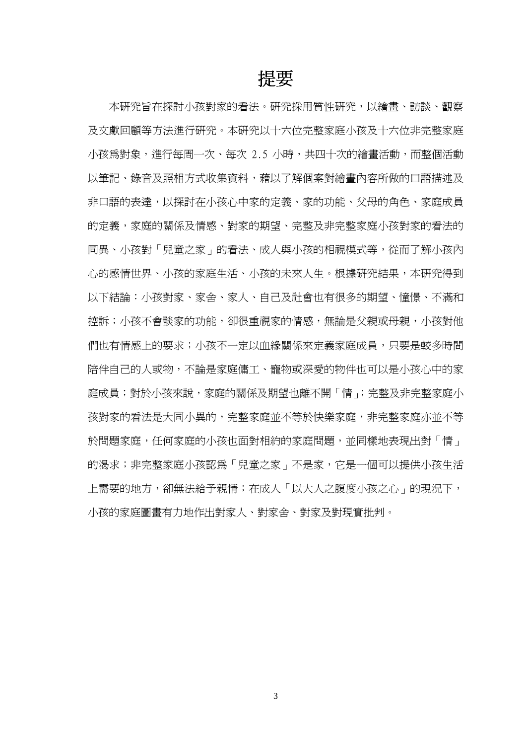# 提要

本研究旨在探討小孩對家的看法。研究採用質性研究，以繪畫、訪談、觀察及文獻回顧等方法進行研究。本研究以十六位完整家庭小孩及十六位非完整家庭小孩爲對象，進行每周一次、每次 2.5 小時，共四十次的繪畫活動，而整個活動以筆記、錄音及照相方式收集資料，藉以了解個案對繪畫內容所做的口語描述及非口語的表達，以探討在小孩心中家的定義、家的功能、父母的角色、家庭成員的定義，家庭的關係及情感、對家的期望、完整及非完整家庭小孩對家的看法的同異、小孩對「兒童之家」的看法、成人與小孩的相視模式等，從而了解小孩內心的感情世界、小孩的家庭生活、小孩的未來人生。根據研究結果，本研究得到以下結論：小孩對家、家舍、家人、自己及社會也有很多的期望、憧憬、不滿和控訴；小孩不會談家的功能，卻很重視家的情感，無論是父親或母親，小孩對他們也有情感上的要求；小孩不一定以血緣關係來定義家庭成員，只要是較多時間陪伴自己的人或物，不論是家庭傭工、寵物或深愛的物件也可以是小孩心中的家庭成員；對於小孩來說，家庭的關係及期望也離不開「情」；完整及非完整家庭小孩對家的看法是大同小異的，完整家庭並不等於快樂家庭，非完整家庭亦並不等於問題家庭，任何家庭的小孩也面對相約的家庭問題，並同樣地表現出對「情」的渴求；非完整家庭小孩認爲「兒童之家」不是家，它是一個可以提供小孩生活上需要的地方，卻無法給予親情；在成人「以大人之腹度小孩之心」的現況下，小孩的家庭圖畫有力地作出對家人、對家舍、對家及對現實批判。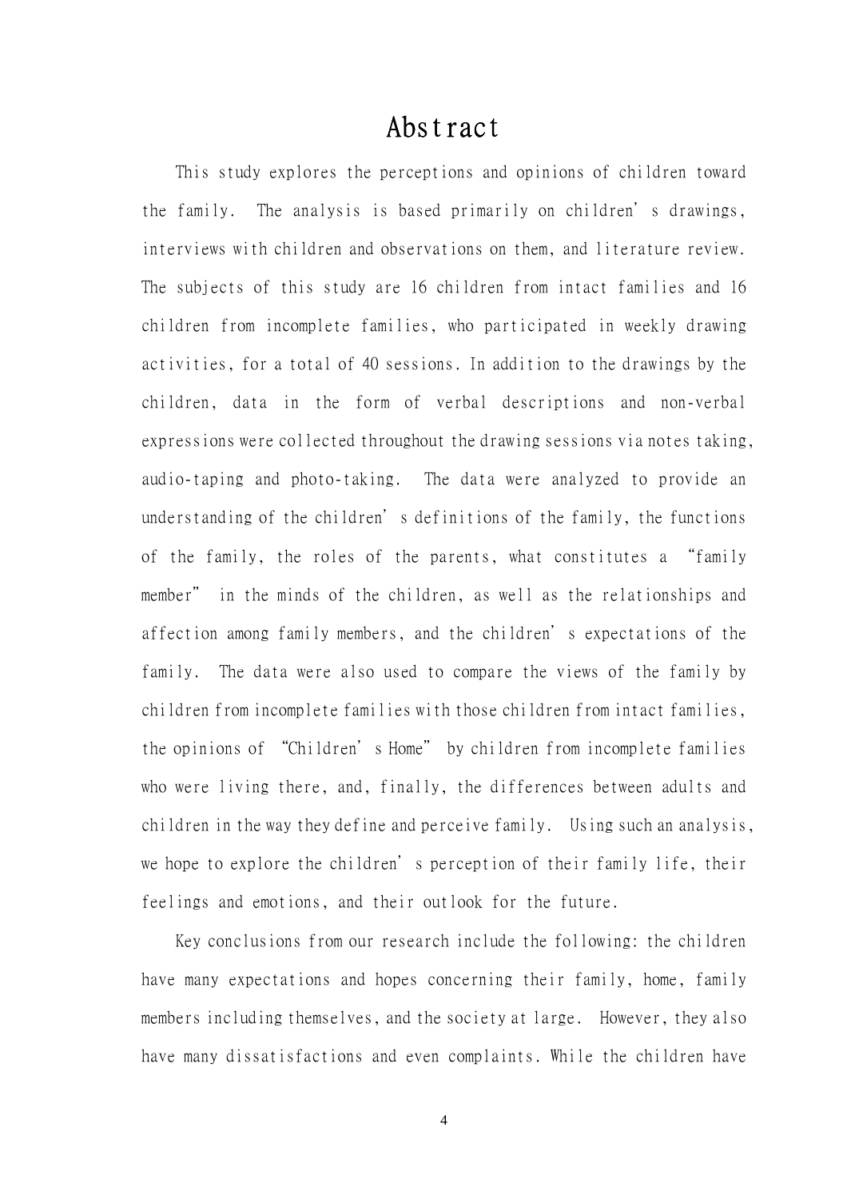# Abstract

This study explores the perceptions and opinions of children toward the family. The analysis is based primarily on children's drawings, interviews with children and observations on them, and literature review. The subjects of this study are 16 children from intact families and 16 children from incomplete families, who participated in weekly drawing activities, for a total of 40 sessions. In addition to the drawings by the children, data in the form of verbal descriptions and non-verbal expressions were collected throughout the drawing sessions via notes taking, audio-taping and photo-taking. The data were analyzed to provide an understanding of the children's definitions of the family, the functions of the family, the roles of the parents, what constitutes a "family member" in the minds of the children, as well as the relationships and affection among family members, and the children's expectations of the family. The data were also used to compare the views of the family by children from incomplete families with those children from intact families, the opinions of "Children's Home" by children from incomplete families who were living there, and, finally, the differences between adults and children in the way they define and perceive family. Using such an analysis, we hope to explore the children's perception of their family life, their feelings and emotions, and their outlook for the future.

Key conclusions from our research include the following: the children have many expectations and hopes concerning their family, home, family members including themselves, and the society at large. However, they also have many dissatisfactions and even complaints. While the children have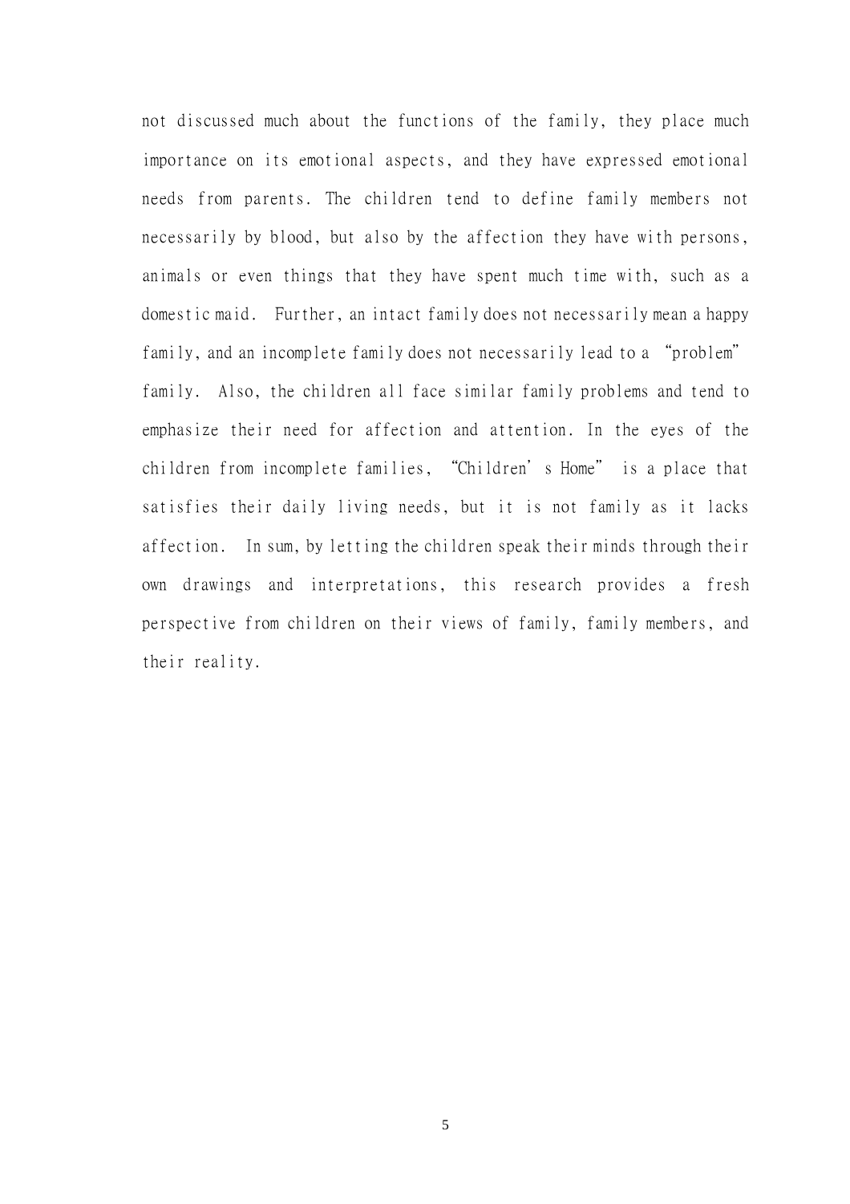not discussed much about the functions of the family, they place much importance on its emotional aspects, and they have expressed emotional needs from parents. The children tend to define family members not necessarily by blood, but also by the affection they have with persons, animals or even things that they have spent much time with, such as a domestic maid. Further, an intact family does not necessarily mean a happy family, and an incomplete family does not necessarily lead to a "problem" family. Also, the children all face similar family problems and tend to emphasize their need for affection and attention. In the eyes of the children from incomplete families, "Children's Home" is a place that satisfies their daily living needs, but it is not family as it lacks affection. In sum, by letting the children speak their minds through their own drawings and interpretations, this research provides a fresh perspective from children on their views of family, family members, and their reality.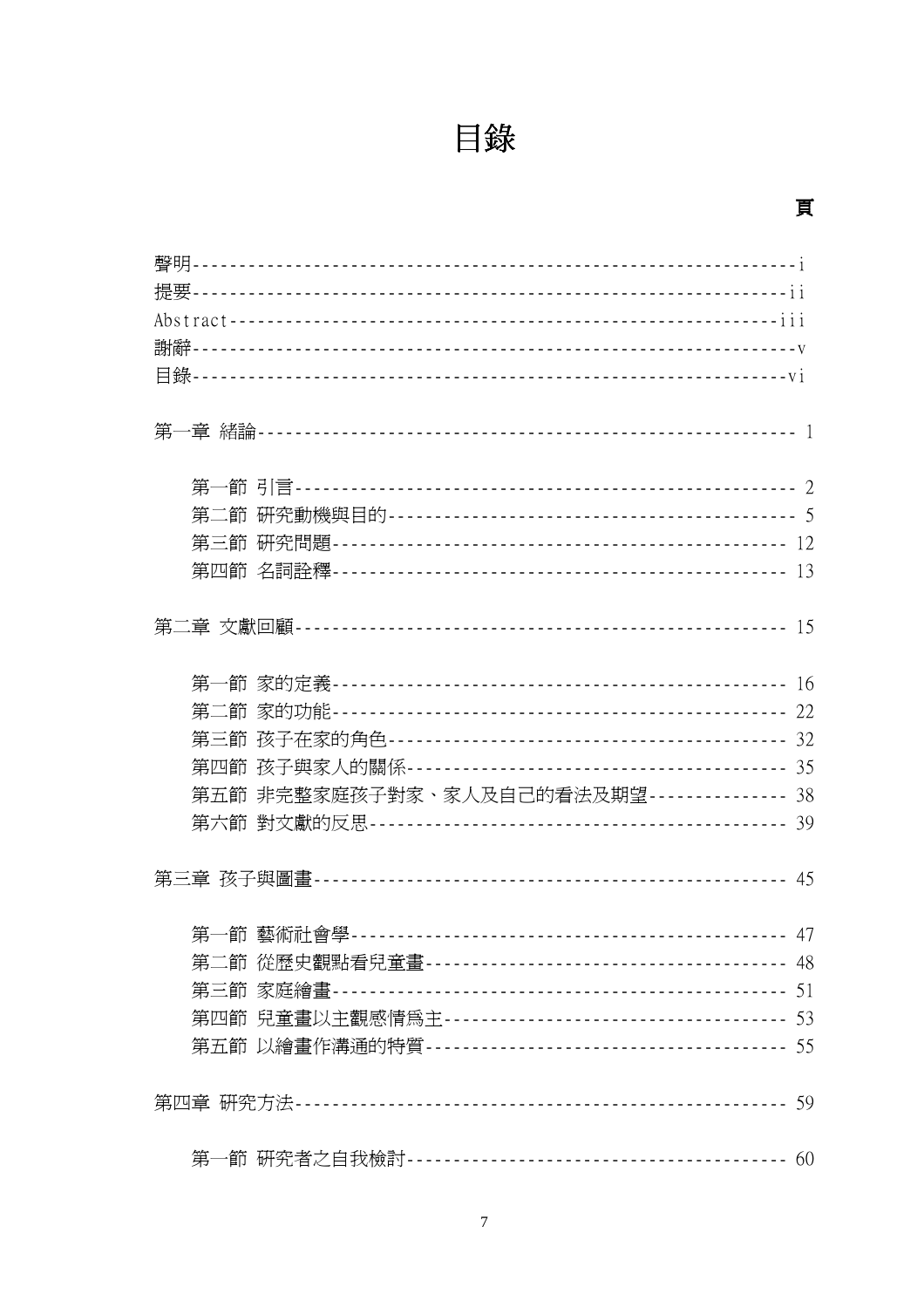# 目錄

**頁**

聲明------------------------------------------------------------i
提要------------------------------------------------------------ii
Abstract--------------------------------------------------------iii
謝辭------------------------------------------------------------v
目錄------------------------------------------------------------vi

第一章 緒論----------------------------------------------------- 1

第一節 引言----------------------------------------------------- 2
第二節 研究動機與目的------------------------------------------- 5
第三節 研究問題------------------------------------------------- 12
第四節 名詞詮釋------------------------------------------------- 13

第二章 文獻回顧------------------------------------------------- 15

第一節 家的定義------------------------------------------------- 16
第二節 家的功能------------------------------------------------- 22
第三節 孩子在家的角色------------------------------------------- 32
第四節 孩子與家人的關係----------------------------------------- 35
第五節 非完整家庭孩子對家、家人及自己的看法及期望--------------- 38
第六節 對文獻的反思--------------------------------------------- 39

第三章 孩子與圖畫----------------------------------------------- 45

第一節 藝術社會學----------------------------------------------- 47
第二節 從歷史觀點看兒童畫--------------------------------------- 48
第三節 家庭繪畫------------------------------------------------- 51
第四節 兒童畫以主觀感情爲主------------------------------------- 53
第五節 以繪畫作溝通的特質--------------------------------------- 55

第四章 研究方法------------------------------------------------- 59

第一節 研究者之自我檢討----------------------------------------- 60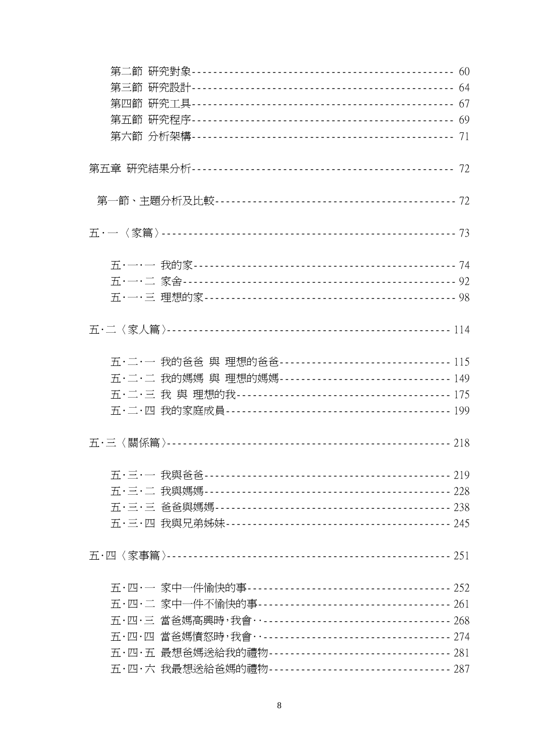第二節 研究對象------------------------------------------------ 60
第三節 研究設計------------------------------------------------ 64
第四節 研究工具------------------------------------------------ 67
第五節 研究程序------------------------------------------------ 69
第六節 分析架構------------------------------------------------ 71

第五章 研究結果分析-------------------------------------------- 72

第一節、主題分析及比較------------------------------------------ 72

五･一〈家篇〉-------------------------------------------------- 73

五･一･一 我的家------------------------------------------------ 74
五･一･二 家舍-------------------------------------------------- 92
五･一･三 理想的家---------------------------------------------- 98

五･二〈家人篇〉------------------------------------------------ 114

五･二･一 我的爸爸 與 理想的爸爸-------------------------------- 115
五･二･二 我的媽媽 與 理想的媽媽-------------------------------- 149
五･二･三 我 與 理想的我---------------------------------------- 175
五･二･四 我的家庭成員------------------------------------------ 199

五･三〈關係篇〉------------------------------------------------ 218

五･三･一 我與爸爸---------------------------------------------- 219
五･三･二 我與媽媽---------------------------------------------- 228
五･三･三 爸爸與媽媽-------------------------------------------- 238
五･三･四 我與兄弟姊妹------------------------------------------ 245

五･四〈家事篇〉------------------------------------------------ 251

五･四･一 家中一件愉快的事-------------------------------------- 252
五･四･二 家中一件不愉快的事------------------------------------ 261
五･四･三 當爸媽高興時,我會‥---------------------------------- 268
五･四･四 當爸媽憤怒時,我會‥---------------------------------- 274
五･四･五 最想爸媽送給我的禮物---------------------------------- 281
五･四･六 我最想送給爸媽的禮物---------------------------------- 287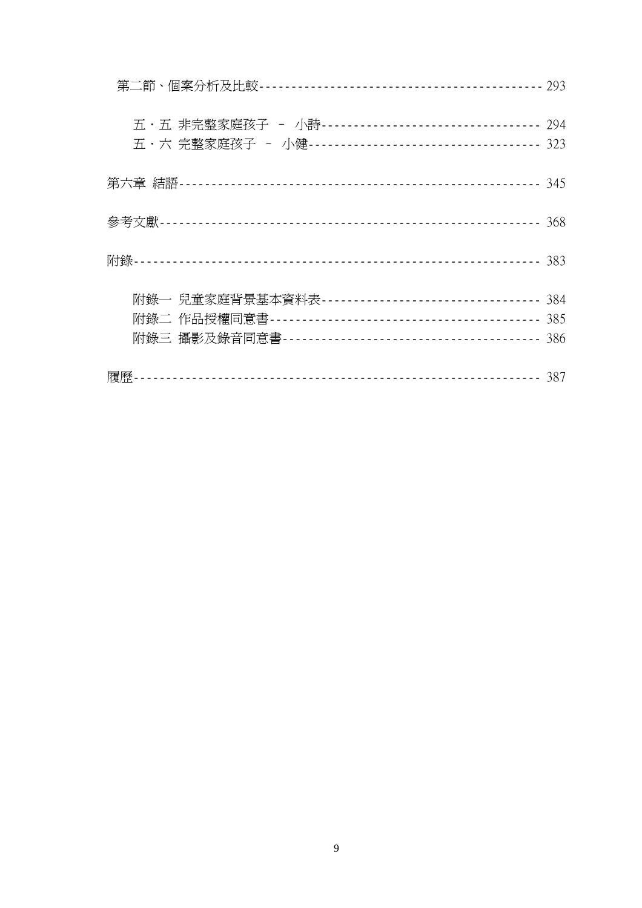第二節、個案分析及比較------------------------------------------- 293

五．五 非完整家庭孩子 － 小詩---------------------------------- 294
五．六 完整家庭孩子 － 小健------------------------------------ 323

第六章 結語------------------------------------------------------ 345

參考文獻--------------------------------------------------------- 368

附錄------------------------------------------------------------- 383

附錄一 兒童家庭背景基本資料表---------------------------------- 384
附錄二 作品授權同意書------------------------------------------ 385
附錄三 攝影及錄音同意書---------------------------------------- 386

履歷------------------------------------------------------------- 387